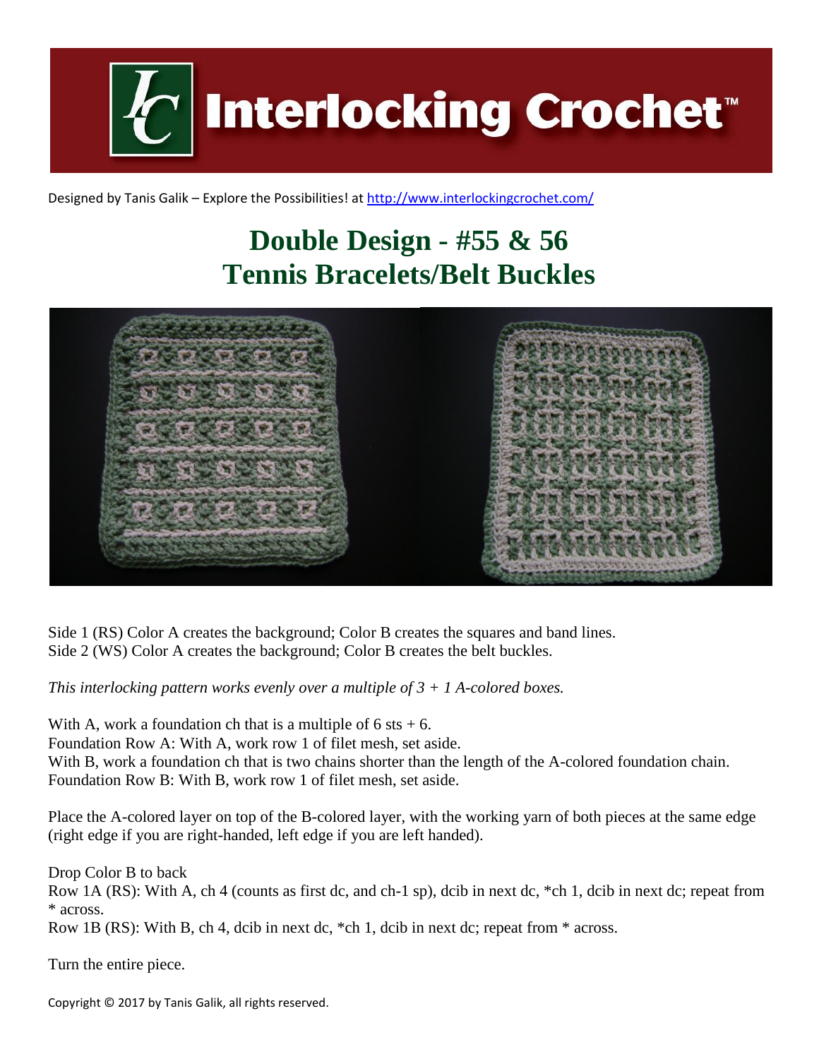# Interlocking Crochet™

Designed by Tanis Galik – Explore the Possibilities! at http://www.interlockingcrochet.com/

## Double Design - #55 & 56
## Tennis Bracelets/Belt Buckles

Side 1 (RS) Color A creates the background; Color B creates the squares and band lines.
Side 2 (WS) Color A creates the background; Color B creates the belt buckles.

*This interlocking pattern works evenly over a multiple of 3 + 1 A-colored boxes.*

With A, work a foundation ch that is a multiple of 6 sts + 6.
Foundation Row A: With A, work row 1 of filet mesh, set aside.
With B, work a foundation ch that is two chains shorter than the length of the A-colored foundation chain.
Foundation Row B: With B, work row 1 of filet mesh, set aside.

Place the A-colored layer on top of the B-colored layer, with the working yarn of both pieces at the same edge (right edge if you are right-handed, left edge if you are left handed).

Drop Color B to back
Row 1A (RS): With A, ch 4 (counts as first dc, and ch-1 sp), dcib in next dc, *ch 1, dcib in next dc; repeat from * across.
Row 1B (RS): With B, ch 4, dcib in next dc, *ch 1, dcib in next dc; repeat from * across.

Turn the entire piece.

Copyright © 2017 by Tanis Galik, all rights reserved.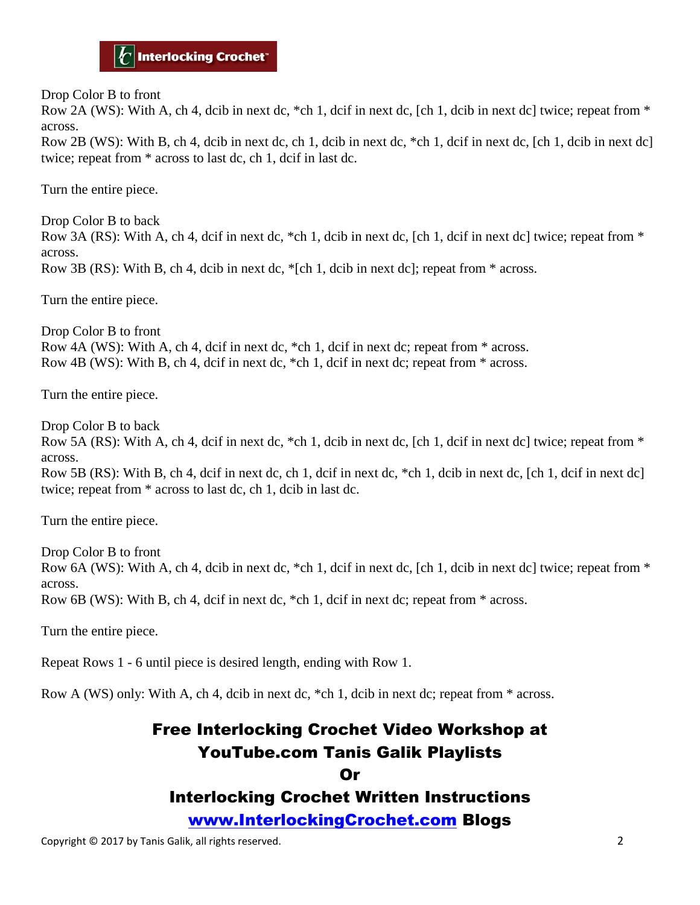Drop Color B to front
Row 2A (WS): With A, ch 4, dcib in next dc, *ch 1, dcif in next dc, [ch 1, dcib in next dc] twice; repeat from * across.
Row 2B (WS): With B, ch 4, dcib in next dc, ch 1, dcib in next dc, *ch 1, dcif in next dc, [ch 1, dcib in next dc] twice; repeat from * across to last dc, ch 1, dcif in last dc.

Turn the entire piece.

Drop Color B to back
Row 3A (RS): With A, ch 4, dcif in next dc, *ch 1, dcib in next dc, [ch 1, dcif in next dc] twice; repeat from * across.
Row 3B (RS): With B, ch 4, dcib in next dc, *[ch 1, dcib in next dc]; repeat from * across.

Turn the entire piece.

Drop Color B to front
Row 4A (WS): With A, ch 4, dcif in next dc, *ch 1, dcif in next dc; repeat from * across.
Row 4B (WS): With B, ch 4, dcif in next dc, *ch 1, dcif in next dc; repeat from * across.

Turn the entire piece.

Drop Color B to back
Row 5A (RS): With A, ch 4, dcif in next dc, *ch 1, dcib in next dc, [ch 1, dcif in next dc] twice; repeat from * across.
Row 5B (RS): With B, ch 4, dcif in next dc, ch 1, dcif in next dc, *ch 1, dcib in next dc, [ch 1, dcif in next dc] twice; repeat from * across to last dc, ch 1, dcib in last dc.

Turn the entire piece.

Drop Color B to front
Row 6A (WS): With A, ch 4, dcib in next dc, *ch 1, dcif in next dc, [ch 1, dcib in next dc] twice; repeat from * across.
Row 6B (WS): With B, ch 4, dcif in next dc, *ch 1, dcif in next dc; repeat from * across.

Turn the entire piece.

Repeat Rows 1 - 6 until piece is desired length, ending with Row 1.

Row A (WS) only: With A, ch 4, dcib in next dc, *ch 1, dcib in next dc; repeat from * across.

**Free Interlocking Crochet Video Workshop at**
**YouTube.com Tanis Galik Playlists**
**Or**
**Interlocking Crochet Written Instructions**
**[www.InterlockingCrochet.com](http://www.InterlockingCrochet.com) Blogs**

Copyright © 2017 by Tanis Galik, all rights reserved.